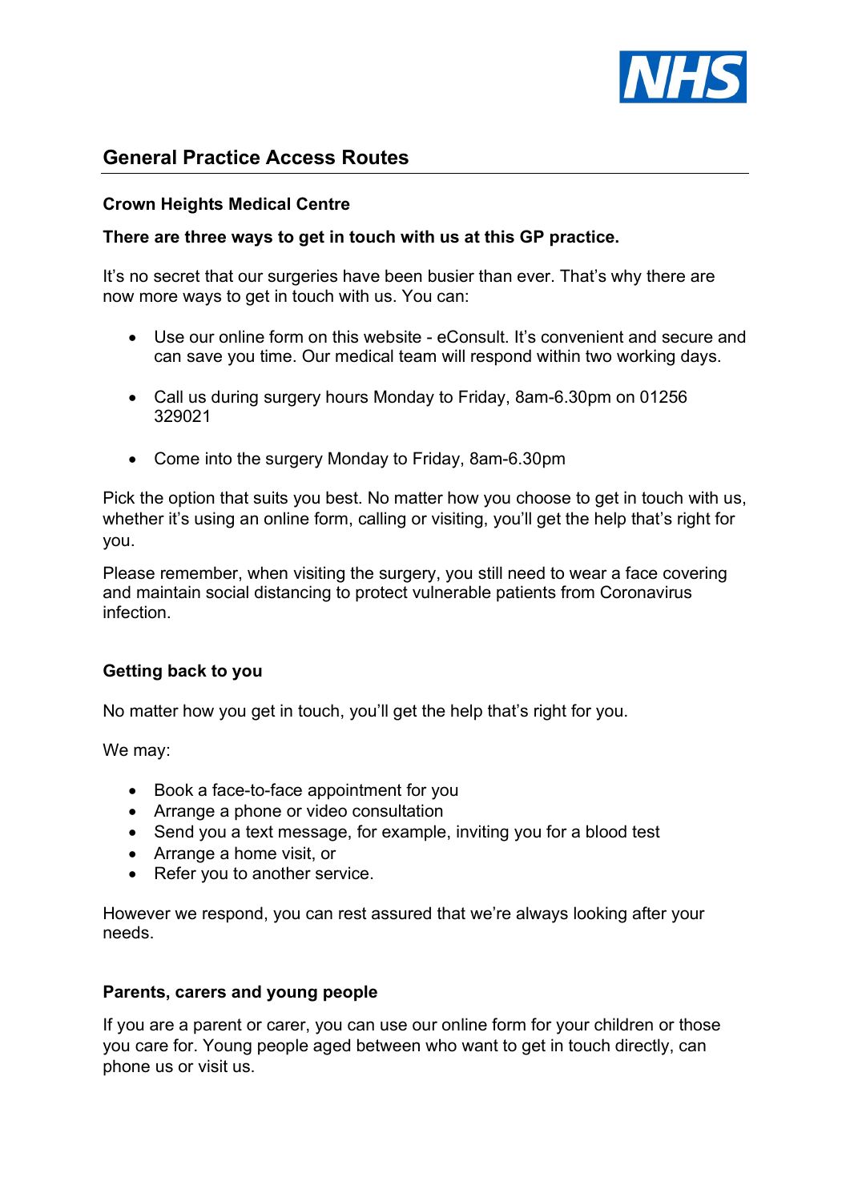NHS

# General Practice Access Routes

### Crown Heights Medical Centre

**There are three ways to get in touch with us at this GP practice.**

It's no secret that our surgeries have been busier than ever. That's why there are now more ways to get in touch with us. You can:

- Use our online form on this website - eConsult. It's convenient and secure and can save you time. Our medical team will respond within two working days.
- Call us during surgery hours Monday to Friday, 8am-6.30pm on 01256 329021
- Come into the surgery Monday to Friday, 8am-6.30pm

Pick the option that suits you best. No matter how you choose to get in touch with us, whether it's using an online form, calling or visiting, you'll get the help that's right for you.

Please remember, when visiting the surgery, you still need to wear a face covering and maintain social distancing to protect vulnerable patients from Coronavirus infection.

### Getting back to you

No matter how you get in touch, you'll get the help that's right for you.

We may:

- Book a face-to-face appointment for you
- Arrange a phone or video consultation
- Send you a text message, for example, inviting you for a blood test
- Arrange a home visit, or
- Refer you to another service.

However we respond, you can rest assured that we're always looking after your needs.

### Parents, carers and young people

If you are a parent or carer, you can use our online form for your children or those you care for. Young people aged between who want to get in touch directly, can phone us or visit us.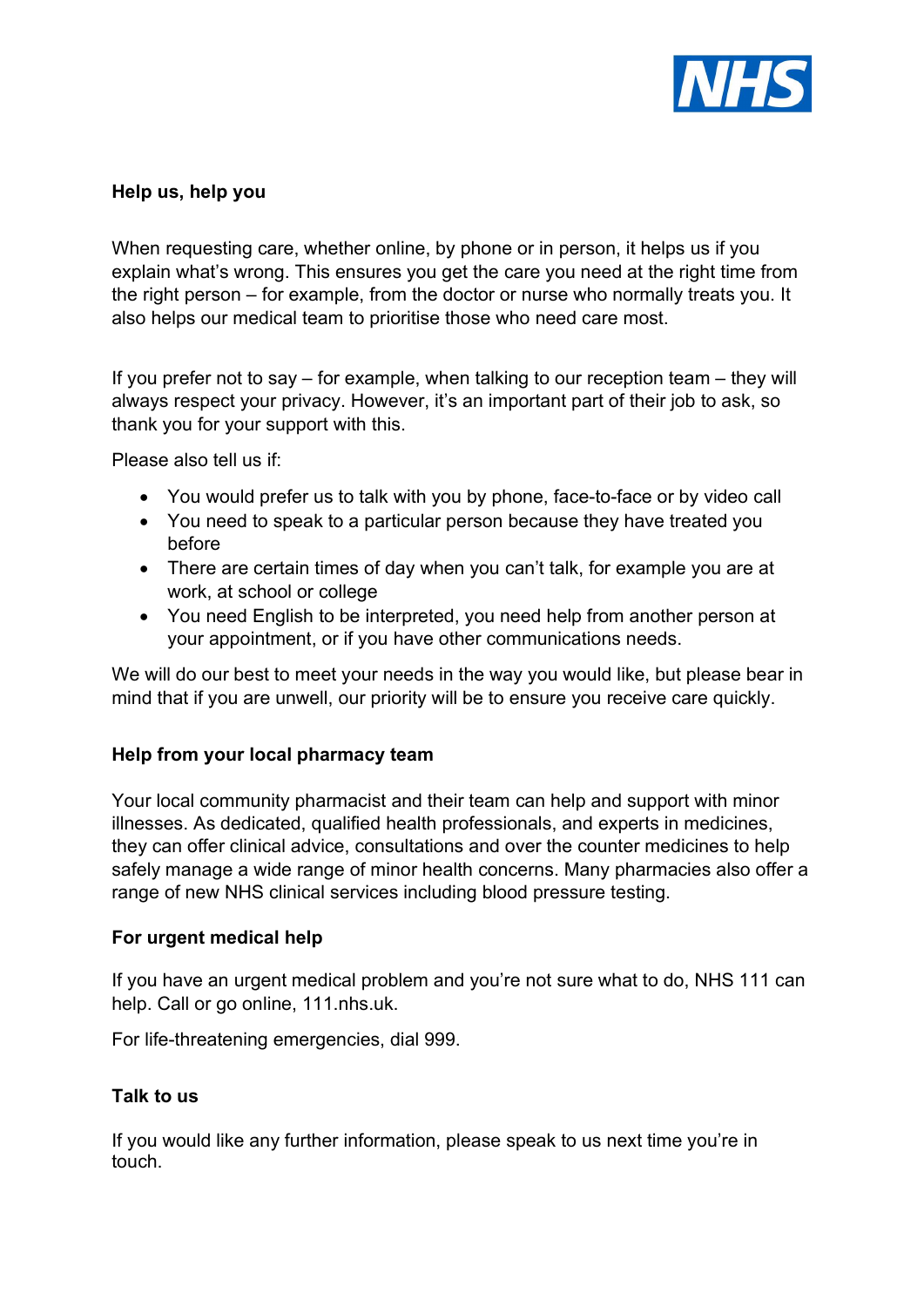NHS

**Help us, help you**

When requesting care, whether online, by phone or in person, it helps us if you explain what's wrong. This ensures you get the care you need at the right time from the right person – for example, from the doctor or nurse who normally treats you. It also helps our medical team to prioritise those who need care most.

If you prefer not to say – for example, when talking to our reception team – they will always respect your privacy. However, it's an important part of their job to ask, so thank you for your support with this.

Please also tell us if:

- You would prefer us to talk with you by phone, face-to-face or by video call
- You need to speak to a particular person because they have treated you before
- There are certain times of day when you can't talk, for example you are at work, at school or college
- You need English to be interpreted, you need help from another person at your appointment, or if you have other communications needs.

We will do our best to meet your needs in the way you would like, but please bear in mind that if you are unwell, our priority will be to ensure you receive care quickly.

**Help from your local pharmacy team**

Your local community pharmacist and their team can help and support with minor illnesses. As dedicated, qualified health professionals, and experts in medicines, they can offer clinical advice, consultations and over the counter medicines to help safely manage a wide range of minor health concerns. Many pharmacies also offer a range of new NHS clinical services including blood pressure testing.

**For urgent medical help**

If you have an urgent medical problem and you're not sure what to do, NHS 111 can help. Call or go online, 111.nhs.uk.

For life-threatening emergencies, dial 999.

**Talk to us**

If you would like any further information, please speak to us next time you're in touch.